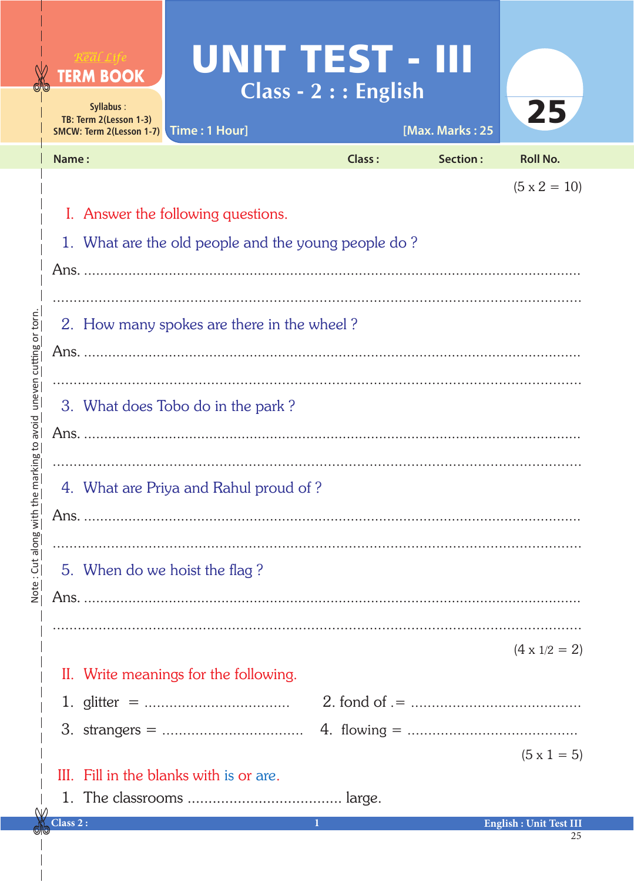Real Life **TERM BOOK**

Syllabus :
TB: Term 2(Lesson 1-3)
SMCW: Term 2(Lesson 1-7)

# UNIT TEST - III

## Class - 2 : : English

Time : 1 Hour] [Max. Marks : 25

**25**

Name : Class : Section : Roll No.

(5 x 2 = 10)

**I. Answer the following questions.**

1. What are the old people and the young people do ?

Ans. ..........................................................................................................

..........................................................................................................

2. How many spokes are there in the wheel ?

Ans. ..........................................................................................................

..........................................................................................................

3. What does Tobo do in the park ?

Ans. ..........................................................................................................

..........................................................................................................

4. What are Priya and Rahul proud of ?

Ans. ..........................................................................................................

..........................................................................................................

5. When do we hoist the flag ?

Ans. ..........................................................................................................

..........................................................................................................

(4 x 1/2 = 2)

**II. Write meanings for the following.**

1. glitter = ..................................
2. fond of .= .......................................
3. strangers = ..................................
4. flowing = ........................................

(5 x 1 = 5)

**III. Fill in the blanks with is or are.**

1. The classrooms .................................... large.

Note : Cut along with the marking to avoid uneven cutting or torn.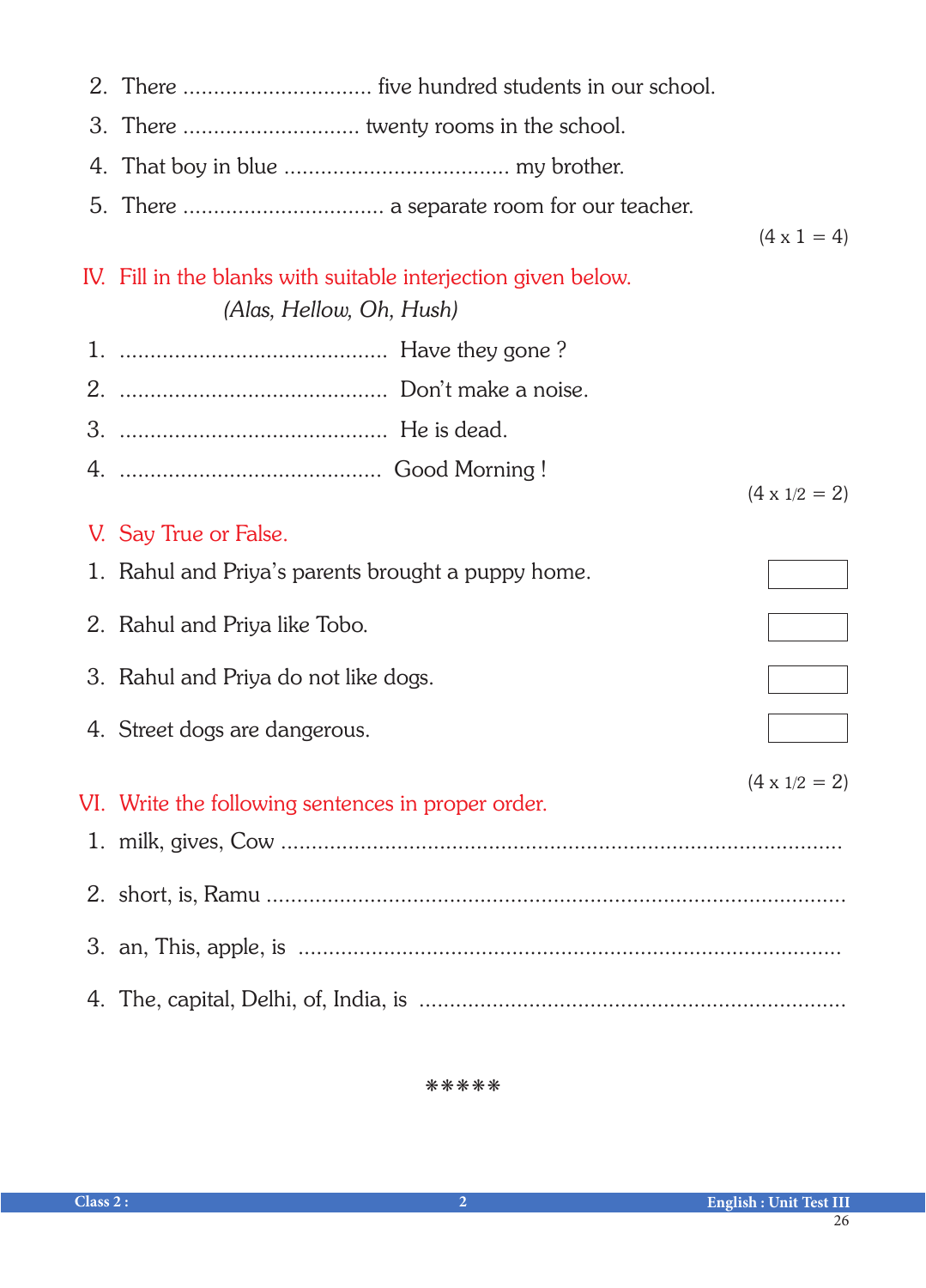2. There ............................... five hundred students in our school.
3. There ............................ twenty rooms in the school.
4. That boy in blue .................................... my brother.
5. There ................................ a separate room for our teacher.

(4 x 1 = 4)

## IV. Fill in the blanks with suitable interjection given below.

*(Alas, Hellow, Oh, Hush)*

1. ........................................... Have they gone ?
2. ........................................... Don't make a noise.
3. ........................................... He is dead.
4. .......................................... Good Morning !

(4 x 1/2 = 2)

## V. Say True or False.

1. Rahul and Priya's parents brought a puppy home. [ ]
2. Rahul and Priya like Tobo. [ ]
3. Rahul and Priya do not like dogs. [ ]
4. Street dogs are dangerous. [ ]

(4 x 1/2 = 2)

## VI. Write the following sentences in proper order.

1. milk, gives, Cow ..........................................................................................
2. short, is, Ramu ................................................................................................
3. an, This, apple, is .........................................................................................
4. The, capital, Delhi, of, India, is ......................................................................

*****